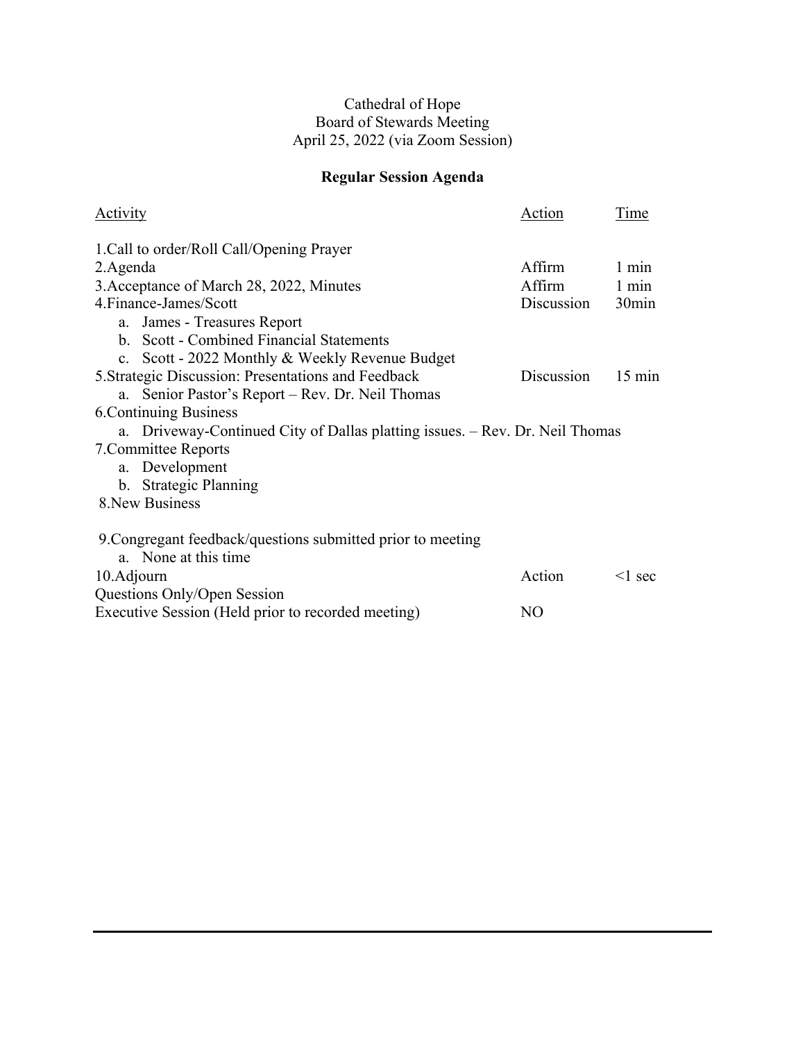Cathedral of Hope
Board of Stewards Meeting
April 25, 2022 (via Zoom Session)

## Regular Session Agenda

| Activity | Action | Time |
|---|---|---|
| 1.Call to order/Roll Call/Opening Prayer | | |
| 2.Agenda | Affirm | 1 min |
| 3.Acceptance of March 28, 2022, Minutes | Affirm | 1 min |
| 4.Finance-James/Scott | Discussion | 30min |
| a. James - Treasures Report | | |
| b. Scott - Combined Financial Statements | | |
| c. Scott - 2022 Monthly & Weekly Revenue Budget | | |
| 5.Strategic Discussion: Presentations and Feedback | Discussion | 15 min |
| a. Senior Pastor's Report – Rev. Dr. Neil Thomas | | |
| 6.Continuing Business | | |
| a. Driveway-Continued City of Dallas platting issues. – Rev. Dr. Neil Thomas | | |
| 7.Committee Reports | | |
| a. Development | | |
| b. Strategic Planning | | |
| 8.New Business | | |
| 9.Congregant feedback/questions submitted prior to meeting | | |
| a. None at this time | | |
| 10.Adjourn | Action | <1 sec |
| Questions Only/Open Session | | |
| Executive Session (Held prior to recorded meeting) | NO | |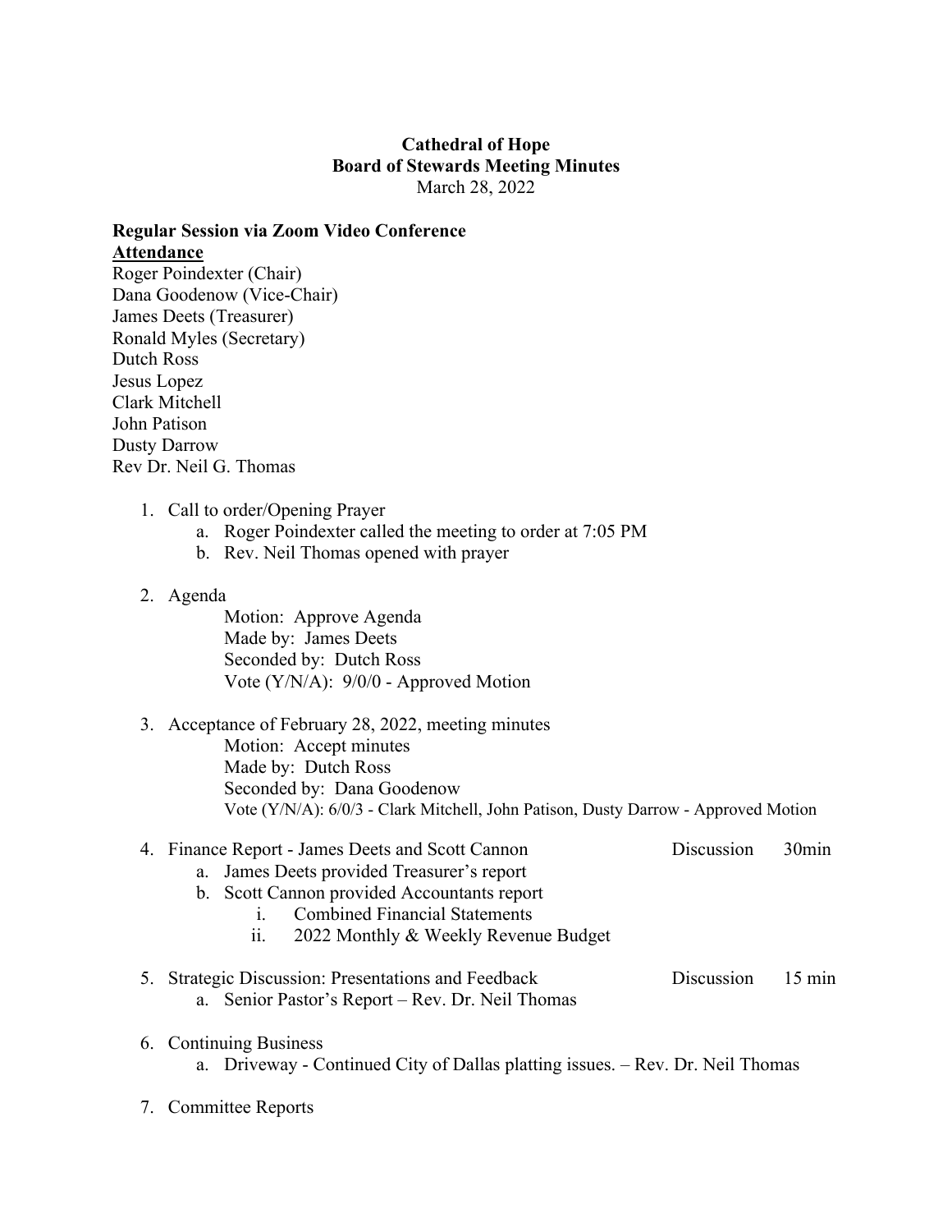**Cathedral of Hope**
**Board of Stewards Meeting Minutes**
March 28, 2022

**Regular Session via Zoom Video Conference**
**Attendance**
Roger Poindexter (Chair)
Dana Goodenow (Vice-Chair)
James Deets (Treasurer)
Ronald Myles (Secretary)
Dutch Ross
Jesus Lopez
Clark Mitchell
John Patison
Dusty Darrow
Rev Dr. Neil G. Thomas

1. Call to order/Opening Prayer
   a. Roger Poindexter called the meeting to order at 7:05 PM
   b. Rev. Neil Thomas opened with prayer

2. Agenda
   Motion: Approve Agenda
   Made by: James Deets
   Seconded by: Dutch Ross
   Vote (Y/N/A): 9/0/0 - Approved Motion

3. Acceptance of February 28, 2022, meeting minutes
   Motion: Accept minutes
   Made by: Dutch Ross
   Seconded by: Dana Goodenow
   Vote (Y/N/A): 6/0/3 - Clark Mitchell, John Patison, Dusty Darrow - Approved Motion

4. Finance Report - James Deets and Scott Cannon — Discussion — 30min
   a. James Deets provided Treasurer's report
   b. Scott Cannon provided Accountants report
      i. Combined Financial Statements
      ii. 2022 Monthly & Weekly Revenue Budget

5. Strategic Discussion: Presentations and Feedback — Discussion — 15 min
   a. Senior Pastor's Report – Rev. Dr. Neil Thomas

6. Continuing Business
   a. Driveway - Continued City of Dallas platting issues. – Rev. Dr. Neil Thomas

7. Committee Reports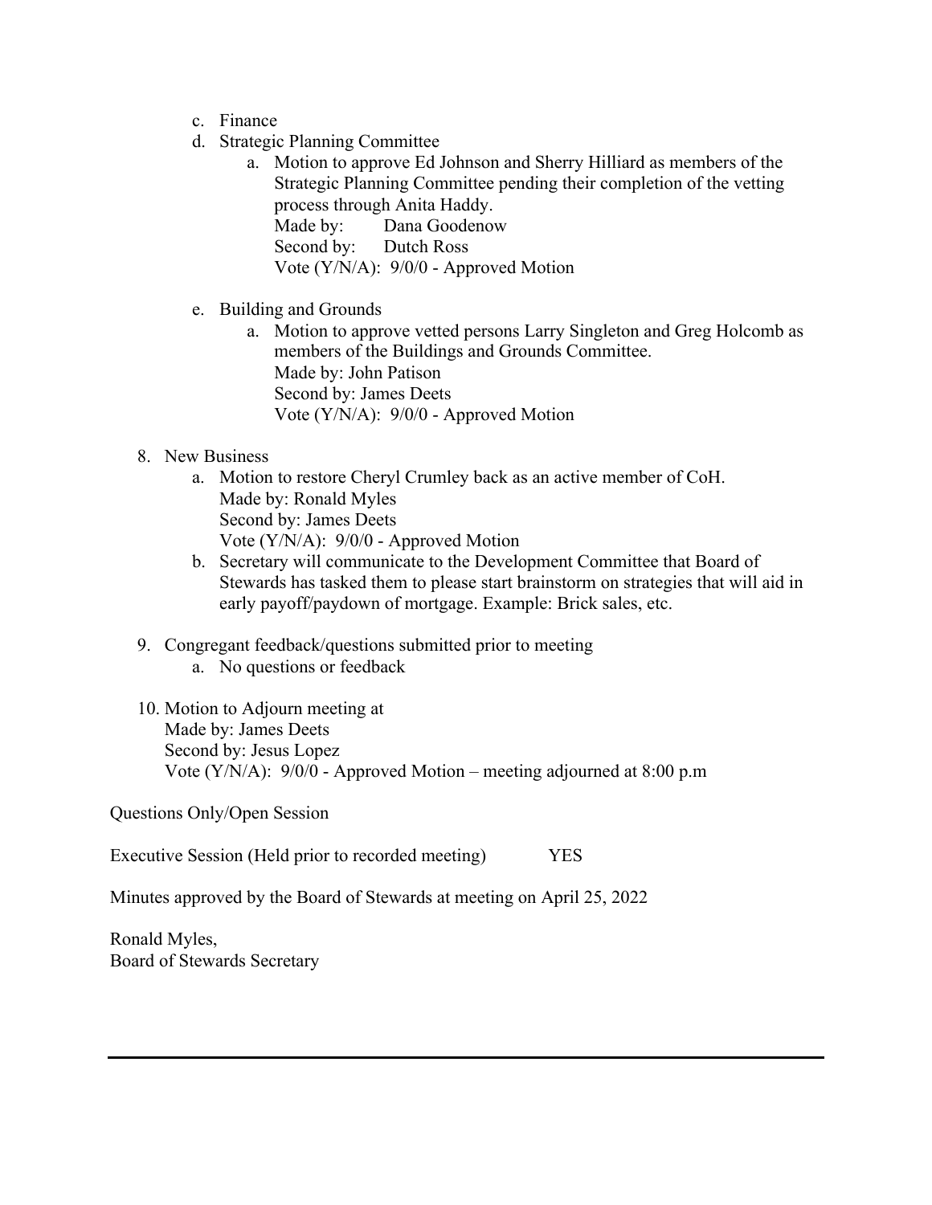c. Finance

d. Strategic Planning Committee

   a. Motion to approve Ed Johnson and Sherry Hilliard as members of the Strategic Planning Committee pending their completion of the vetting process through Anita Haddy.
      Made by: Dana Goodenow
      Second by: Dutch Ross
      Vote (Y/N/A): 9/0/0 - Approved Motion

e. Building and Grounds

   a. Motion to approve vetted persons Larry Singleton and Greg Holcomb as members of the Buildings and Grounds Committee.
      Made by: John Patison
      Second by: James Deets
      Vote (Y/N/A): 9/0/0 - Approved Motion

8. New Business

   a. Motion to restore Cheryl Crumley back as an active member of CoH.
      Made by: Ronald Myles
      Second by: James Deets
      Vote (Y/N/A): 9/0/0 - Approved Motion
   b. Secretary will communicate to the Development Committee that Board of Stewards has tasked them to please start brainstorm on strategies that will aid in early payoff/paydown of mortgage. Example: Brick sales, etc.

9. Congregant feedback/questions submitted prior to meeting

   a. No questions or feedback

10. Motion to Adjourn meeting at
    Made by: James Deets
    Second by: Jesus Lopez
    Vote (Y/N/A): 9/0/0 - Approved Motion – meeting adjourned at 8:00 p.m

Questions Only/Open Session

Executive Session (Held prior to recorded meeting) YES

Minutes approved by the Board of Stewards at meeting on April 25, 2022

Ronald Myles,
Board of Stewards Secretary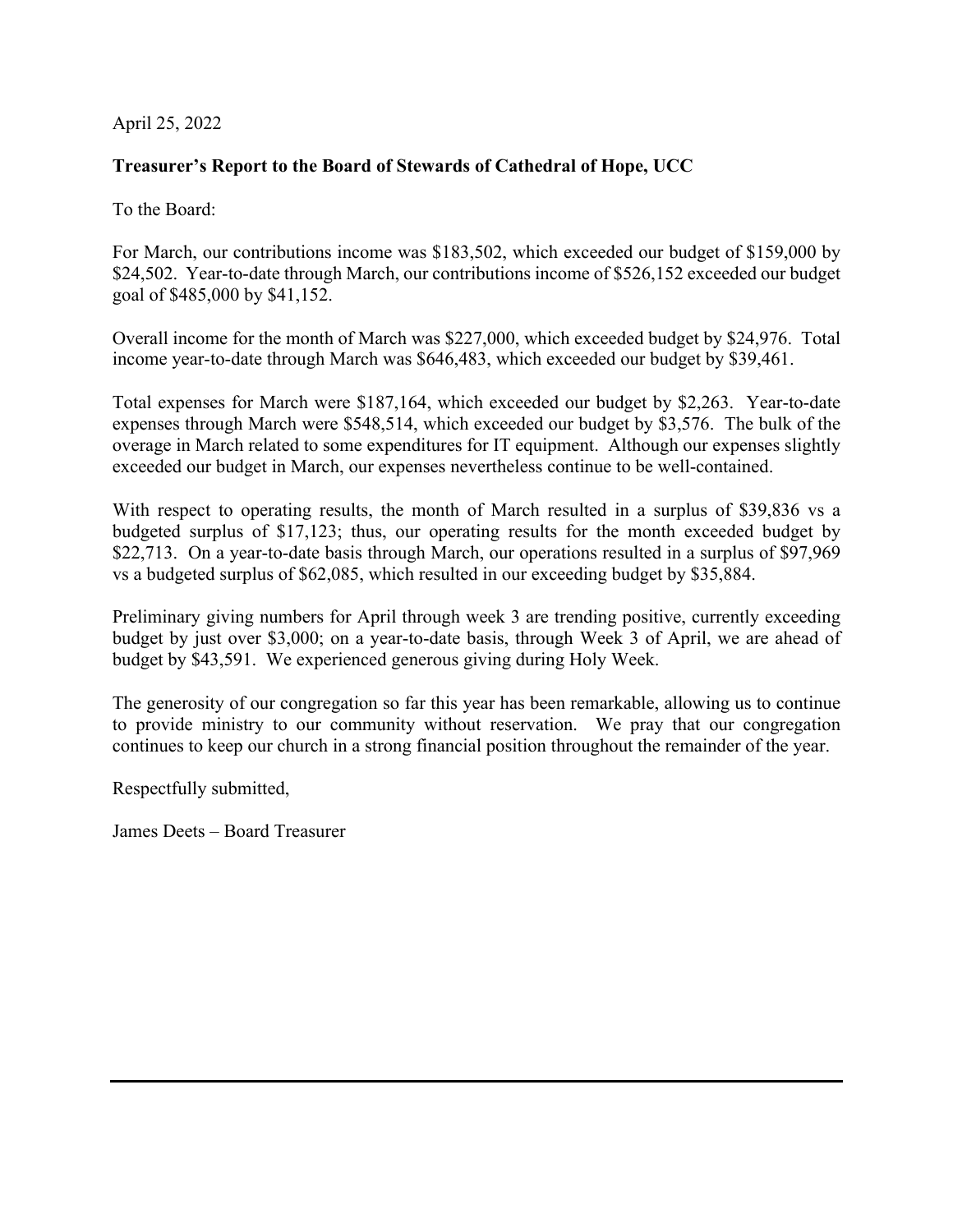April 25, 2022

**Treasurer's Report to the Board of Stewards of Cathedral of Hope, UCC**

To the Board:

For March, our contributions income was $183,502, which exceeded our budget of $159,000 by $24,502. Year-to-date through March, our contributions income of $526,152 exceeded our budget goal of $485,000 by $41,152.

Overall income for the month of March was $227,000, which exceeded budget by $24,976. Total income year-to-date through March was $646,483, which exceeded our budget by $39,461.

Total expenses for March were $187,164, which exceeded our budget by $2,263. Year-to-date expenses through March were $548,514, which exceeded our budget by $3,576. The bulk of the overage in March related to some expenditures for IT equipment. Although our expenses slightly exceeded our budget in March, our expenses nevertheless continue to be well-contained.

With respect to operating results, the month of March resulted in a surplus of $39,836 vs a budgeted surplus of $17,123; thus, our operating results for the month exceeded budget by $22,713. On a year-to-date basis through March, our operations resulted in a surplus of $97,969 vs a budgeted surplus of $62,085, which resulted in our exceeding budget by $35,884.

Preliminary giving numbers for April through week 3 are trending positive, currently exceeding budget by just over $3,000; on a year-to-date basis, through Week 3 of April, we are ahead of budget by $43,591. We experienced generous giving during Holy Week.

The generosity of our congregation so far this year has been remarkable, allowing us to continue to provide ministry to our community without reservation. We pray that our congregation continues to keep our church in a strong financial position throughout the remainder of the year.

Respectfully submitted,

James Deets – Board Treasurer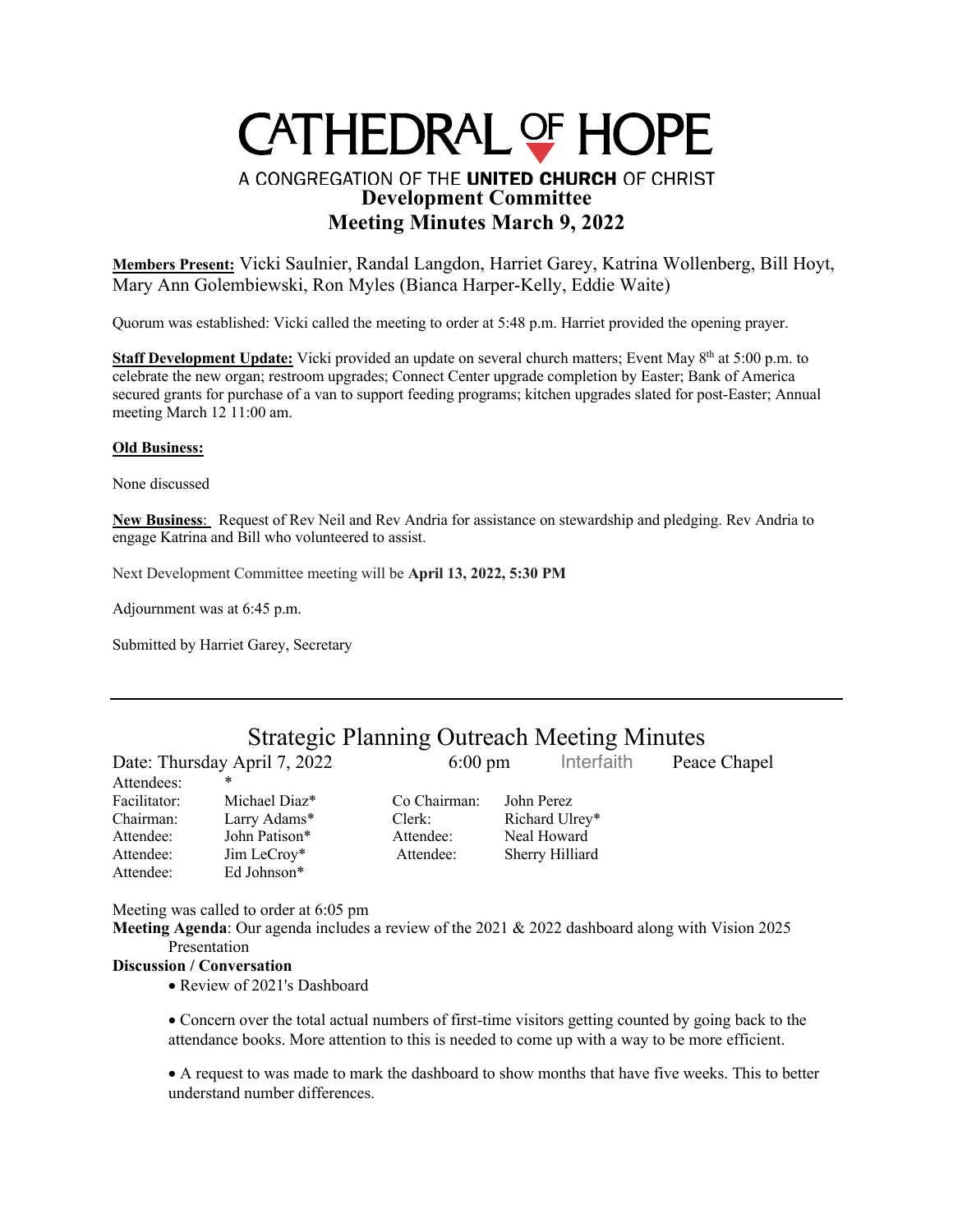# CATHEDRAL OF HOPE

A CONGREGATION OF THE **UNITED CHURCH** OF CHRIST

## Development Committee
## Meeting Minutes March 9, 2022

**Members Present:** Vicki Saulnier, Randal Langdon, Harriet Garey, Katrina Wollenberg, Bill Hoyt, Mary Ann Golembiewski, Ron Myles (Bianca Harper-Kelly, Eddie Waite)

Quorum was established: Vicki called the meeting to order at 5:48 p.m. Harriet provided the opening prayer.

**Staff Development Update:** Vicki provided an update on several church matters; Event May 8th at 5:00 p.m. to celebrate the new organ; restroom upgrades; Connect Center upgrade completion by Easter; Bank of America secured grants for purchase of a van to support feeding programs; kitchen upgrades slated for post-Easter; Annual meeting March 12 11:00 am.

**Old Business:**

None discussed

**New Business**: Request of Rev Neil and Rev Andria for assistance on stewardship and pledging. Rev Andria to engage Katrina and Bill who volunteered to assist.

Next Development Committee meeting will be **April 13, 2022, 5:30 PM**

Adjournment was at 6:45 p.m.

Submitted by Harriet Garey, Secretary

---

## Strategic Planning Outreach Meeting Minutes

Date: Thursday April 7, 2022 6:00 pm Interfaith Peace Chapel

| | | | |
|---|---|---|---|
| Attendees: | * | | |
| Facilitator: | Michael Diaz* | Co Chairman: | John Perez |
| Chairman: | Larry Adams* | Clerk: | Richard Ulrey* |
| Attendee: | John Patison* | Attendee: | Neal Howard |
| Attendee: | Jim LeCroy* | Attendee: | Sherry Hilliard |
| Attendee: | Ed Johnson* | | |

Meeting was called to order at 6:05 pm

**Meeting Agenda**: Our agenda includes a review of the 2021 & 2022 dashboard along with Vision 2025 Presentation

**Discussion / Conversation**

- Review of 2021's Dashboard
- Concern over the total actual numbers of first-time visitors getting counted by going back to the attendance books. More attention to this is needed to come up with a way to be more efficient.
- A request to was made to mark the dashboard to show months that have five weeks. This to better understand number differences.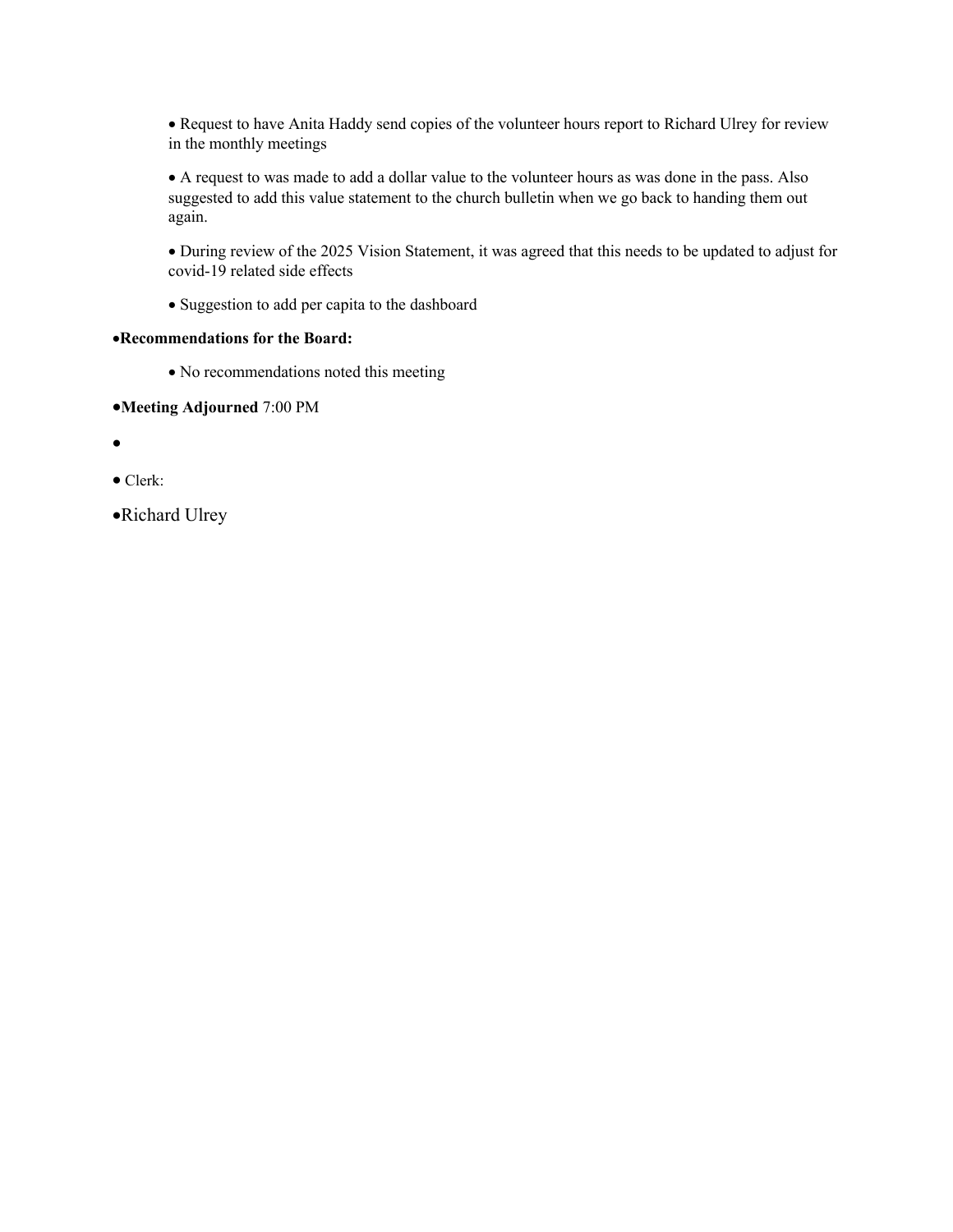- Request to have Anita Haddy send copies of the volunteer hours report to Richard Ulrey for review in the monthly meetings
- A request to was made to add a dollar value to the volunteer hours as was done in the pass. Also suggested to add this value statement to the church bulletin when we go back to handing them out again.
- During review of the 2025 Vision Statement, it was agreed that this needs to be updated to adjust for covid-19 related side effects
- Suggestion to add per capita to the dashboard

- **Recommendations for the Board:**
  - No recommendations noted this meeting
- **Meeting Adjourned** 7:00 PM
- Clerk:
- Richard Ulrey